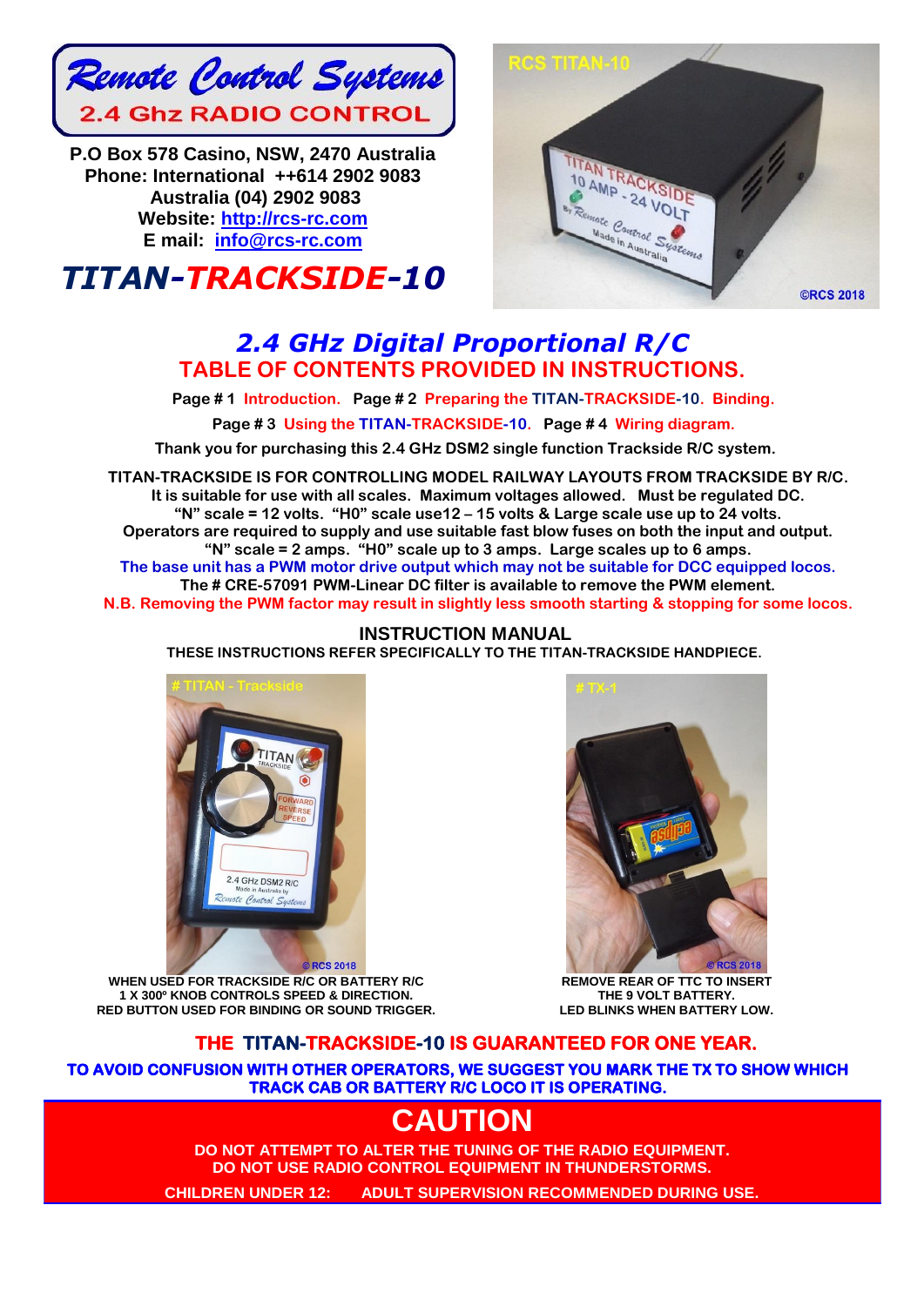**Remote Control Systems**
**2.4 Ghz RADIO CONTROL**

**P.O Box 578 Casino, NSW, 2470 Australia**
**Phone: International ++614 2902 9083**
**Australia (04) 2902 9083**
**Website: [http://rcs-rc.com](http://rcs-rc.com)**
**E mail: [info@rcs-rc.com](mailto:info@rcs-rc.com)**

# TITAN-TRACKSIDE-10

## 2.4 GHz Digital Proportional R/C

## TABLE OF CONTENTS PROVIDED IN INSTRUCTIONS.

**Page # 1** Introduction. **Page # 2** Preparing the TITAN-TRACKSIDE-10. Binding.

**Page # 3** Using the TITAN-TRACKSIDE-10. **Page # 4** Wiring diagram.

**Thank you for purchasing this 2.4 GHz DSM2 single function Trackside R/C system.**

**TITAN-TRACKSIDE IS FOR CONTROLLING MODEL RAILWAY LAYOUTS FROM TRACKSIDE BY R/C.**
**It is suitable for use with all scales. Maximum voltages allowed. Must be regulated DC.**
**"N" scale = 12 volts. "H0" scale use12 – 15 volts & Large scale use up to 24 volts.**
**Operators are required to supply and use suitable fast blow fuses on both the input and output.**
**"N" scale = 2 amps. "H0" scale up to 3 amps. Large scales up to 6 amps.**
**The base unit has a PWM motor drive output which may not be suitable for DCC equipped locos.**
**The # CRE-57091 PWM-Linear DC filter is available to remove the PWM element.**
**N.B. Removing the PWM factor may result in slightly less smooth starting & stopping for some locos.**

### INSTRUCTION MANUAL

**THESE INSTRUCTIONS REFER SPECIFICALLY TO THE TITAN-TRACKSIDE HANDPIECE.**

**WHEN USED FOR TRACKSIDE R/C OR BATTERY R/C**
**1 X 300º KNOB CONTROLS SPEED & DIRECTION.**
**RED BUTTON USED FOR BINDING OR SOUND TRIGGER.**

**REMOVE REAR OF TTC TO INSERT**
**THE 9 VOLT BATTERY.**
**LED BLINKS WHEN BATTERY LOW.**

**THE TITAN-TRACKSIDE-10 IS GUARANTEED FOR ONE YEAR.**

**TO AVOID CONFUSION WITH OTHER OPERATORS, WE SUGGEST YOU MARK THE TX TO SHOW WHICH TRACK CAB OR BATTERY R/C LOCO IT IS OPERATING.**

## CAUTION

**DO NOT ATTEMPT TO ALTER THE TUNING OF THE RADIO EQUIPMENT.**
**DO NOT USE RADIO CONTROL EQUIPMENT IN THUNDERSTORMS.**
**CHILDREN UNDER 12: ADULT SUPERVISION RECOMMENDED DURING USE.**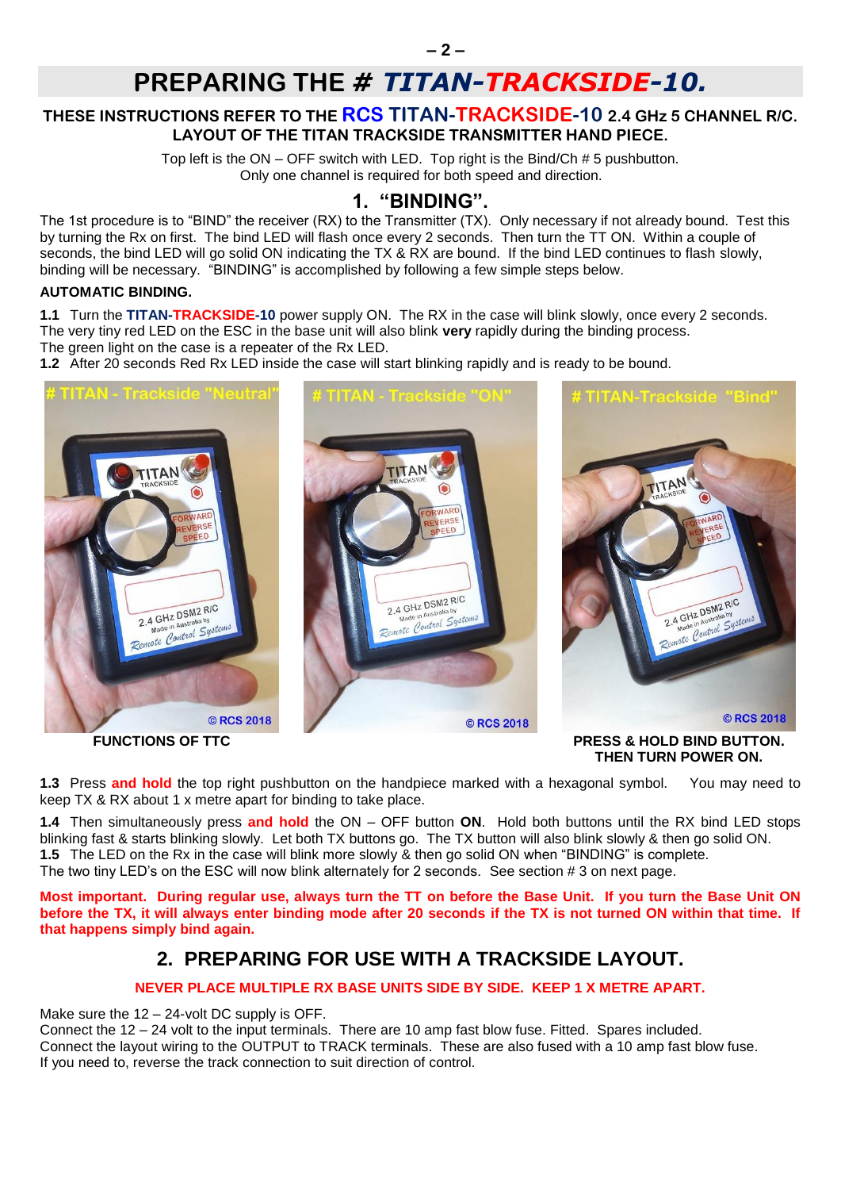# PREPARING THE # TITAN-TRACKSIDE-10.

**THESE INSTRUCTIONS REFER TO THE RCS TITAN-TRACKSIDE-10 2.4 GHz 5 CHANNEL R/C.**
**LAYOUT OF THE TITAN TRACKSIDE TRANSMITTER HAND PIECE.**

Top left is the ON – OFF switch with LED. Top right is the Bind/Ch # 5 pushbutton.
Only one channel is required for both speed and direction.

## 1. "BINDING".

The 1st procedure is to "BIND" the receiver (RX) to the Transmitter (TX). Only necessary if not already bound. Test this by turning the Rx on first. The bind LED will flash once every 2 seconds. Then turn the TT ON. Within a couple of seconds, the bind LED will go solid ON indicating the TX & RX are bound. If the bind LED continues to flash slowly, binding will be necessary. "BINDING" is accomplished by following a few simple steps below.

**AUTOMATIC BINDING.**

**1.1** Turn the **TITAN-TRACKSIDE-10** power supply ON. The RX in the case will blink slowly, once every 2 seconds. The very tiny red LED on the ESC in the base unit will also blink **very** rapidly during the binding process.
The green light on the case is a repeater of the Rx LED.
**1.2** After 20 seconds Red Rx LED inside the case will start blinking rapidly and is ready to be bound.

# TITAN - Trackside "Neutral" | # TITAN - Trackside "ON" | # TITAN-Trackside "Bind"

© RCS 2018

**FUNCTIONS OF TTC**

**PRESS & HOLD BIND BUTTON. THEN TURN POWER ON.**

**1.3** Press **and hold** the top right pushbutton on the handpiece marked with a hexagonal symbol. You may need to keep TX & RX about 1 x metre apart for binding to take place.

**1.4** Then simultaneously press **and hold** the ON – OFF button **ON**. Hold both buttons until the RX bind LED stops blinking fast & starts blinking slowly. Let both TX buttons go. The TX button will also blink slowly & then go solid ON.
**1.5** The LED on the Rx in the case will blink more slowly & then go solid ON when "BINDING" is complete.
The two tiny LED's on the ESC will now blink alternately for 2 seconds. See section # 3 on next page.

**Most important. During regular use, always turn the TT on before the Base Unit. If you turn the Base Unit ON before the TX, it will always enter binding mode after 20 seconds if the TX is not turned ON within that time. If that happens simply bind again.**

## 2. PREPARING FOR USE WITH A TRACKSIDE LAYOUT.

**NEVER PLACE MULTIPLE RX BASE UNITS SIDE BY SIDE. KEEP 1 X METRE APART.**

Make sure the 12 – 24-volt DC supply is OFF.
Connect the 12 – 24 volt to the input terminals. There are 10 amp fast blow fuse. Fitted. Spares included.
Connect the layout wiring to the OUTPUT to TRACK terminals. These are also fused with a 10 amp fast blow fuse.
If you need to, reverse the track connection to suit direction of control.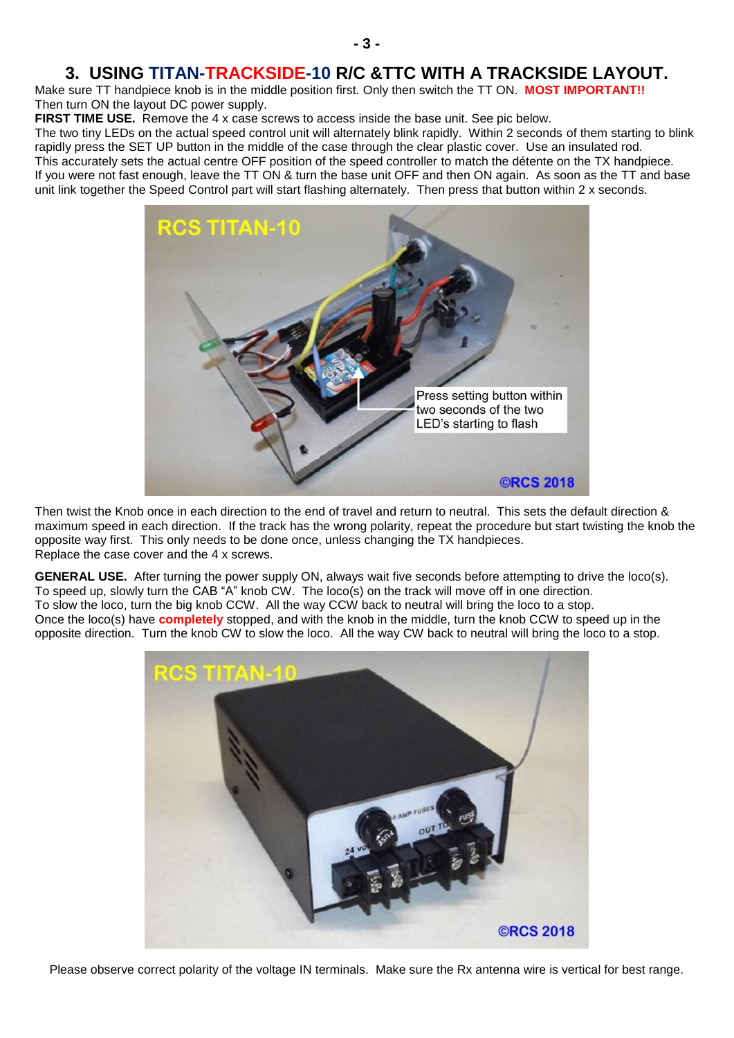# 3. USING TITAN-TRACKSIDE-10 R/C &TTC WITH A TRACKSIDE LAYOUT.

Make sure TT handpiece knob is in the middle position first. Only then switch the TT ON. **MOST IMPORTANT!!**
Then turn ON the layout DC power supply.

**FIRST TIME USE.** Remove the 4 x case screws to access inside the base unit. See pic below.
The two tiny LEDs on the actual speed control unit will alternately blink rapidly. Within 2 seconds of them starting to blink rapidly press the SET UP button in the middle of the case through the clear plastic cover. Use an insulated rod.
This accurately sets the actual centre OFF position of the speed controller to match the détente on the TX handpiece.
If you were not fast enough, leave the TT ON & turn the base unit OFF and then ON again. As soon as the TT and base unit link together the Speed Control part will start flashing alternately. Then press that button within 2 x seconds.

Then twist the Knob once in each direction to the end of travel and return to neutral. This sets the default direction & maximum speed in each direction. If the track has the wrong polarity, repeat the procedure but start twisting the knob the opposite way first. This only needs to be done once, unless changing the TX handpieces.
Replace the case cover and the 4 x screws.

**GENERAL USE.** After turning the power supply ON, always wait five seconds before attempting to drive the loco(s).
To speed up, slowly turn the CAB "A" knob CW. The loco(s) on the track will move off in one direction.
To slow the loco, turn the big knob CCW. All the way CCW back to neutral will bring the loco to a stop.
Once the loco(s) have **completely** stopped, and with the knob in the middle, turn the knob CCW to speed up in the opposite direction. Turn the knob CW to slow the loco. All the way CW back to neutral will bring the loco to a stop.

Please observe correct polarity of the voltage IN terminals. Make sure the Rx antenna wire is vertical for best range.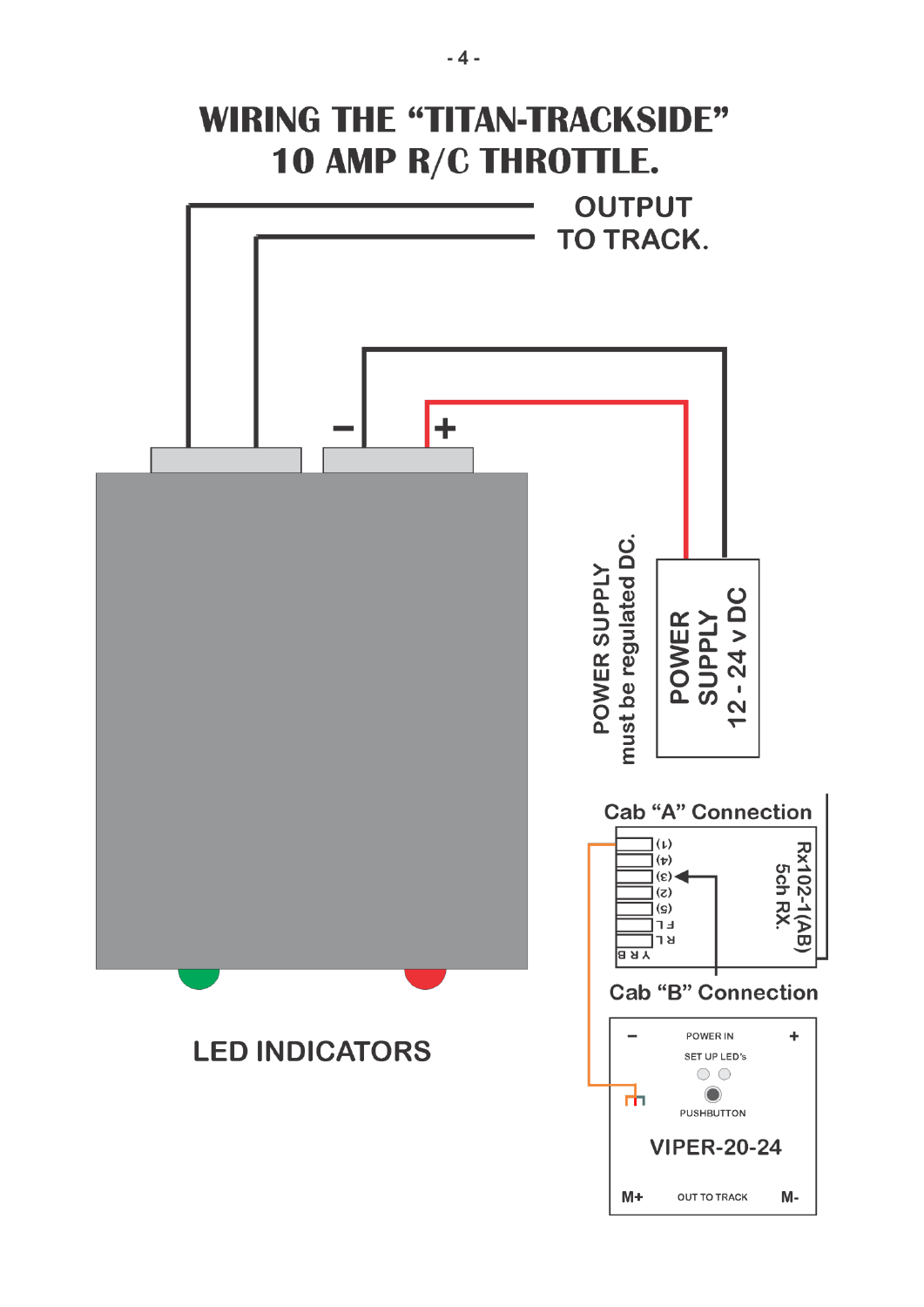# WIRING THE "TITAN-TRACKSIDE" 10 AMP R/C THROTTLE.

OUTPUT
TO TRACK.

−
+

POWER SUPPLY
must be regulated DC.

POWER
SUPPLY
12 - 24 v DC

Cab "A" Connection

(1)
(4)
(3)
(2)
(5)
F L
R L
B R Y

Rx102-1(AB)
5ch RX.

Cab "B" Connection

−
POWER IN
+
SET UP LED's
PUSHBUTTON

VIPER-20-24

M+
OUT TO TRACK
M-

LED INDICATORS